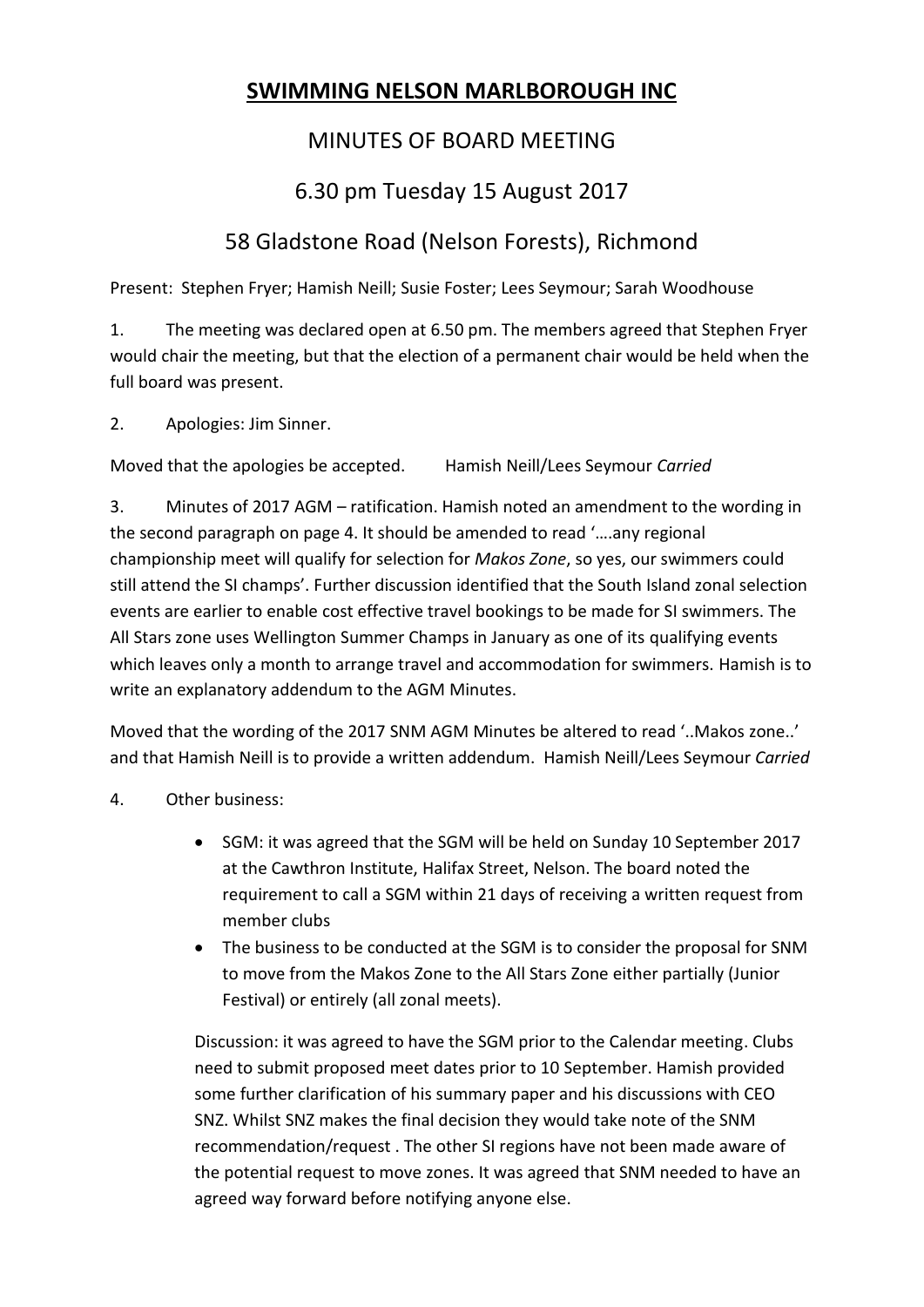# SWIMMING NELSON MARLBOROUGH INC

## MINUTES OF BOARD MEETING

## 6.30 pm Tuesday 15 August 2017

## 58 Gladstone Road (Nelson Forests), Richmond

Present: Stephen Fryer; Hamish Neill; Susie Foster; Lees Seymour; Sarah Woodhouse

1. The meeting was declared open at 6.50 pm. The members agreed that Stephen Fryer would chair the meeting, but that the election of a permanent chair would be held when the full board was present.

2. Apologies: Jim Sinner.

Moved that the apologies be accepted. Hamish Neill/Lees Seymour *Carried*

3. Minutes of 2017 AGM – ratification. Hamish noted an amendment to the wording in the second paragraph on page 4. It should be amended to read '….any regional championship meet will qualify for selection for *Makos Zone*, so yes, our swimmers could still attend the SI champs'. Further discussion identified that the South Island zonal selection events are earlier to enable cost effective travel bookings to be made for SI swimmers. The All Stars zone uses Wellington Summer Champs in January as one of its qualifying events which leaves only a month to arrange travel and accommodation for swimmers. Hamish is to write an explanatory addendum to the AGM Minutes.

Moved that the wording of the 2017 SNM AGM Minutes be altered to read '..Makos zone..' and that Hamish Neill is to provide a written addendum. Hamish Neill/Lees Seymour *Carried*

4. Other business:

- SGM: it was agreed that the SGM will be held on Sunday 10 September 2017 at the Cawthron Institute, Halifax Street, Nelson. The board noted the requirement to call a SGM within 21 days of receiving a written request from member clubs
- The business to be conducted at the SGM is to consider the proposal for SNM to move from the Makos Zone to the All Stars Zone either partially (Junior Festival) or entirely (all zonal meets).

Discussion: it was agreed to have the SGM prior to the Calendar meeting. Clubs need to submit proposed meet dates prior to 10 September. Hamish provided some further clarification of his summary paper and his discussions with CEO SNZ. Whilst SNZ makes the final decision they would take note of the SNM recommendation/request . The other SI regions have not been made aware of the potential request to move zones. It was agreed that SNM needed to have an agreed way forward before notifying anyone else.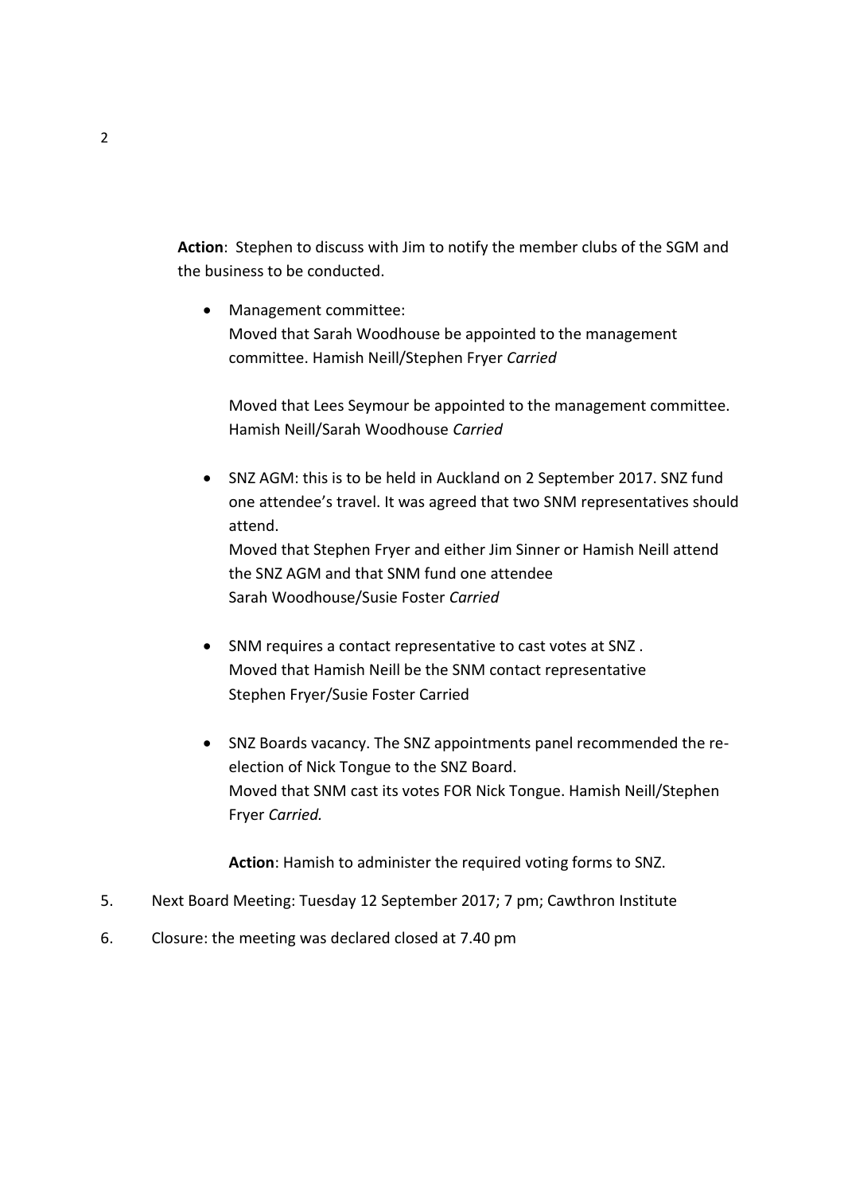**Action**: Stephen to discuss with Jim to notify the member clubs of the SGM and the business to be conducted.

- Management committee:
  Moved that Sarah Woodhouse be appointed to the management committee. Hamish Neill/Stephen Fryer *Carried*

  Moved that Lees Seymour be appointed to the management committee. Hamish Neill/Sarah Woodhouse *Carried*

- SNZ AGM: this is to be held in Auckland on 2 September 2017. SNZ fund one attendee's travel. It was agreed that two SNM representatives should attend.
  Moved that Stephen Fryer and either Jim Sinner or Hamish Neill attend the SNZ AGM and that SNM fund one attendee
  Sarah Woodhouse/Susie Foster *Carried*

- SNM requires a contact representative to cast votes at SNZ .
  Moved that Hamish Neill be the SNM contact representative
  Stephen Fryer/Susie Foster Carried

- SNZ Boards vacancy. The SNZ appointments panel recommended the re-election of Nick Tongue to the SNZ Board.
  Moved that SNM cast its votes FOR Nick Tongue. Hamish Neill/Stephen Fryer *Carried.*

  **Action**: Hamish to administer the required voting forms to SNZ.

5. Next Board Meeting: Tuesday 12 September 2017; 7 pm; Cawthron Institute

6. Closure: the meeting was declared closed at 7.40 pm